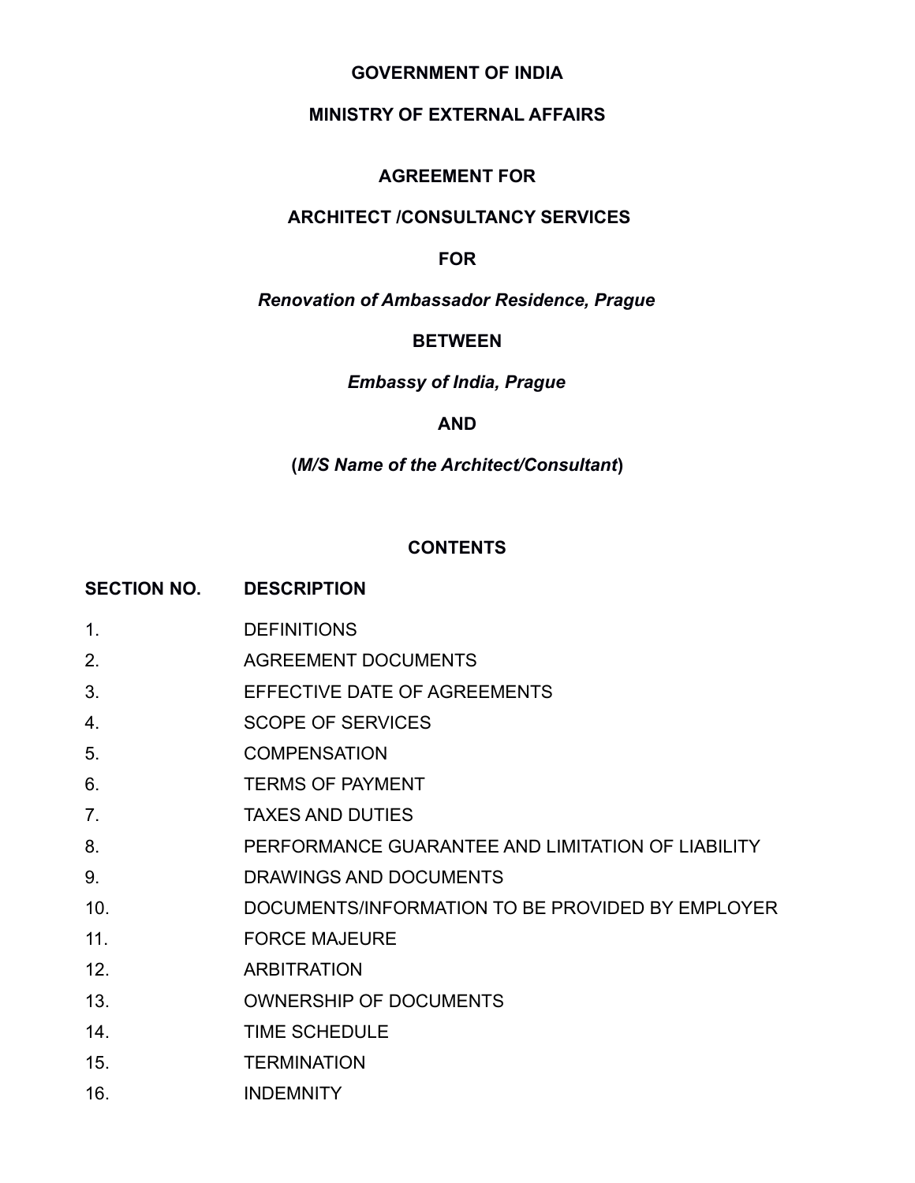**GOVERNMENT OF INDIA**

**MINISTRY OF EXTERNAL AFFAIRS**

**AGREEMENT FOR**

**ARCHITECT /CONSULTANCY SERVICES**

**FOR**

***Renovation of Ambassador Residence, Prague***

**BETWEEN**

***Embassy of India, Prague***

**AND**

**(*M/S Name of the Architect/Consultant*)**

## CONTENTS

| SECTION NO. | DESCRIPTION |
|---|---|
| 1. | DEFINITIONS |
| 2. | AGREEMENT DOCUMENTS |
| 3. | EFFECTIVE DATE OF AGREEMENTS |
| 4. | SCOPE OF SERVICES |
| 5. | COMPENSATION |
| 6. | TERMS OF PAYMENT |
| 7. | TAXES AND DUTIES |
| 8. | PERFORMANCE GUARANTEE AND LIMITATION OF LIABILITY |
| 9. | DRAWINGS AND DOCUMENTS |
| 10. | DOCUMENTS/INFORMATION TO BE PROVIDED BY EMPLOYER |
| 11. | FORCE MAJEURE |
| 12. | ARBITRATION |
| 13. | OWNERSHIP OF DOCUMENTS |
| 14. | TIME SCHEDULE |
| 15. | TERMINATION |
| 16. | INDEMNITY |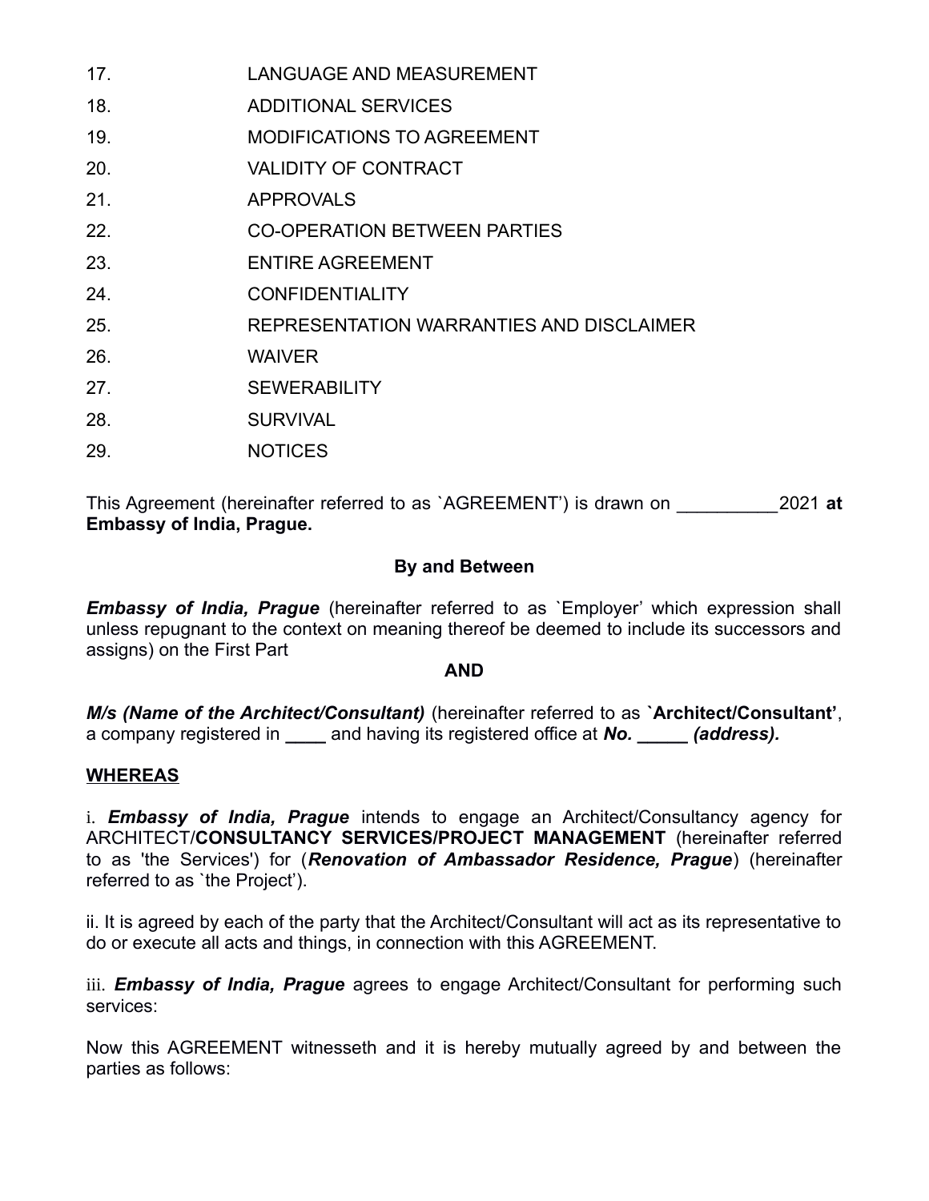| | |
|---|---|
| 17. | LANGUAGE AND MEASUREMENT |
| 18. | ADDITIONAL SERVICES |
| 19. | MODIFICATIONS TO AGREEMENT |
| 20. | VALIDITY OF CONTRACT |
| 21. | APPROVALS |
| 22. | CO-OPERATION BETWEEN PARTIES |
| 23. | ENTIRE AGREEMENT |
| 24. | CONFIDENTIALITY |
| 25. | REPRESENTATION WARRANTIES AND DISCLAIMER |
| 26. | WAIVER |
| 27. | SEWERABILITY |
| 28. | SURVIVAL |
| 29. | NOTICES |

This Agreement (hereinafter referred to as `AGREEMENT') is drawn on __________2021 **at Embassy of India, Prague.**

**By and Between**

***Embassy of India, Prague*** (hereinafter referred to as `Employer' which expression shall unless repugnant to the context on meaning thereof be deemed to include its successors and assigns) on the First Part

**AND**

***M/s (Name of the Architect/Consultant)*** (hereinafter referred to as **`Architect/Consultant'**, a company registered in **____** and having its registered office at ***No. _____ (address).***

**WHEREAS**

i. ***Embassy of India, Prague*** intends to engage an Architect/Consultancy agency for ARCHITECT/**CONSULTANCY SERVICES/PROJECT MANAGEMENT** (hereinafter referred to as 'the Services') for (***Renovation of Ambassador Residence, Prague***) (hereinafter referred to as `the Project').

ii. It is agreed by each of the party that the Architect/Consultant will act as its representative to do or execute all acts and things, in connection with this AGREEMENT.

iii. ***Embassy of India, Prague*** agrees to engage Architect/Consultant for performing such services:

Now this AGREEMENT witnesseth and it is hereby mutually agreed by and between the parties as follows: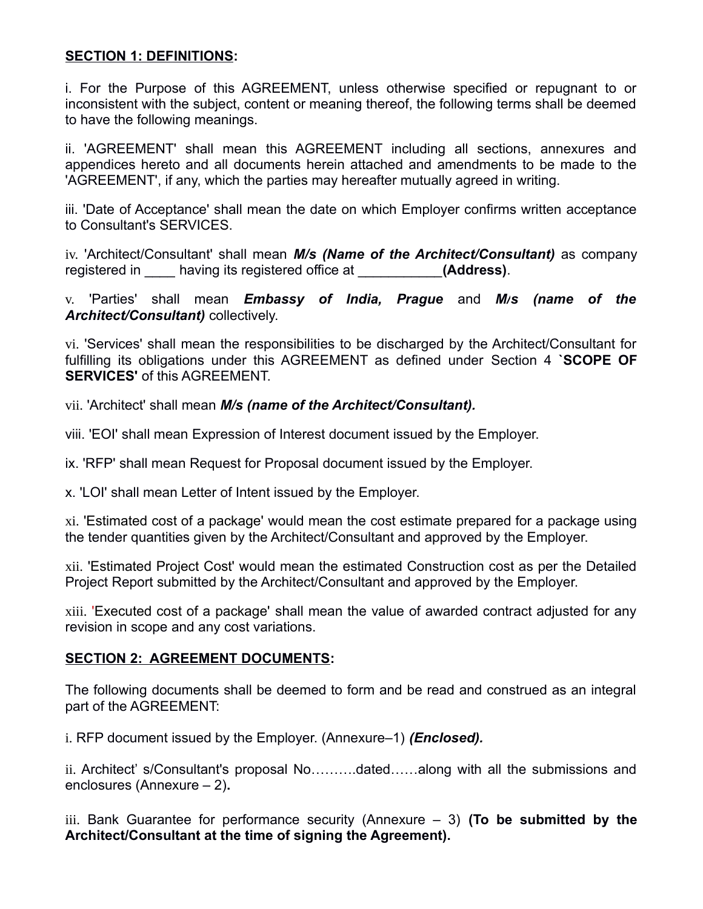**<u>SECTION 1: DEFINITIONS</u>:**

i. For the Purpose of this AGREEMENT, unless otherwise specified or repugnant to or inconsistent with the subject, content or meaning thereof, the following terms shall be deemed to have the following meanings.

ii. 'AGREEMENT' shall mean this AGREEMENT including all sections, annexures and appendices hereto and all documents herein attached and amendments to be made to the 'AGREEMENT', if any, which the parties may hereafter mutually agreed in writing.

iii. 'Date of Acceptance' shall mean the date on which Employer confirms written acceptance to Consultant's SERVICES.

iv. 'Architect/Consultant' shall mean ***M/s (Name of the Architect/Consultant)*** as company registered in ____ having its registered office at ___________**(Address)**.

v. 'Parties' shall mean ***Embassy of India, Prague*** and ***M/s (name of the Architect/Consultant)*** collectively.

vi. 'Services' shall mean the responsibilities to be discharged by the Architect/Consultant for fulfilling its obligations under this AGREEMENT as defined under Section 4 **`SCOPE OF SERVICES'** of this AGREEMENT.

vii. 'Architect' shall mean ***M/s (name of the Architect/Consultant).***

viii. 'EOI' shall mean Expression of Interest document issued by the Employer.

ix. 'RFP' shall mean Request for Proposal document issued by the Employer.

x. 'LOI' shall mean Letter of Intent issued by the Employer.

xi. 'Estimated cost of a package' would mean the cost estimate prepared for a package using the tender quantities given by the Architect/Consultant and approved by the Employer.

xii. 'Estimated Project Cost' would mean the estimated Construction cost as per the Detailed Project Report submitted by the Architect/Consultant and approved by the Employer.

xiii. 'Executed cost of a package' shall mean the value of awarded contract adjusted for any revision in scope and any cost variations.

**<u>SECTION 2: AGREEMENT DOCUMENTS</u>:**

The following documents shall be deemed to form and be read and construed as an integral part of the AGREEMENT:

i. RFP document issued by the Employer. (Annexure–1) ***(Enclosed).***

ii. Architect' s/Consultant's proposal No……….dated……along with all the submissions and enclosures (Annexure – 2)**.**

iii. Bank Guarantee for performance security (Annexure – 3) **(To be submitted by the Architect/Consultant at the time of signing the Agreement).**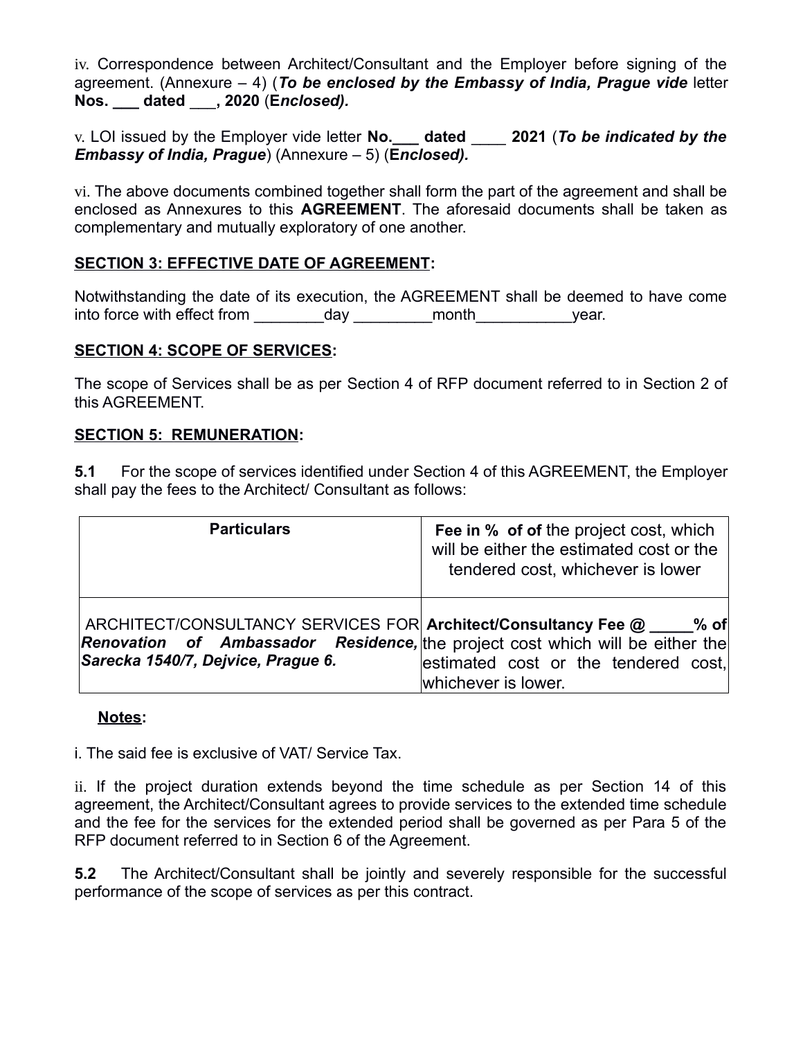iv. Correspondence between Architect/Consultant and the Employer before signing of the agreement. (Annexure – 4) (***To be enclosed by the Embassy of India, Prague vide*** letter **Nos. ___ dated ___, 2020** (**E*nclosed).***

v. LOI issued by the Employer vide letter **No.___ dated** ____ **2021** (***To be indicated by the Embassy of India, Prague***) (Annexure – 5) (**E*nclosed).***

vi. The above documents combined together shall form the part of the agreement and shall be enclosed as Annexures to this **AGREEMENT**. The aforesaid documents shall be taken as complementary and mutually exploratory of one another.

## SECTION 3: EFFECTIVE DATE OF AGREEMENT:

Notwithstanding the date of its execution, the AGREEMENT shall be deemed to have come into force with effect from ________day _________month___________year.

## SECTION 4: SCOPE OF SERVICES:

The scope of Services shall be as per Section 4 of RFP document referred to in Section 2 of this AGREEMENT.

## SECTION 5: REMUNERATION:

**5.1** For the scope of services identified under Section 4 of this AGREEMENT, the Employer shall pay the fees to the Architect/ Consultant as follows:

| Particulars | **Fee in % of of** the project cost, which will be either the estimated cost or the tendered cost, whichever is lower |
|---|---|
| ARCHITECT/CONSULTANCY SERVICES FOR ***Renovation of Ambassador Residence, Sarecka 1540/7, Dejvice, Prague 6.*** | **Architect/Consultancy Fee @ _____% of** the project cost which will be either the estimated cost or the tendered cost, whichever is lower. |

**Notes:**

i. The said fee is exclusive of VAT/ Service Tax.

ii. If the project duration extends beyond the time schedule as per Section 14 of this agreement, the Architect/Consultant agrees to provide services to the extended time schedule and the fee for the services for the extended period shall be governed as per Para 5 of the RFP document referred to in Section 6 of the Agreement.

**5.2** The Architect/Consultant shall be jointly and severely responsible for the successful performance of the scope of services as per this contract.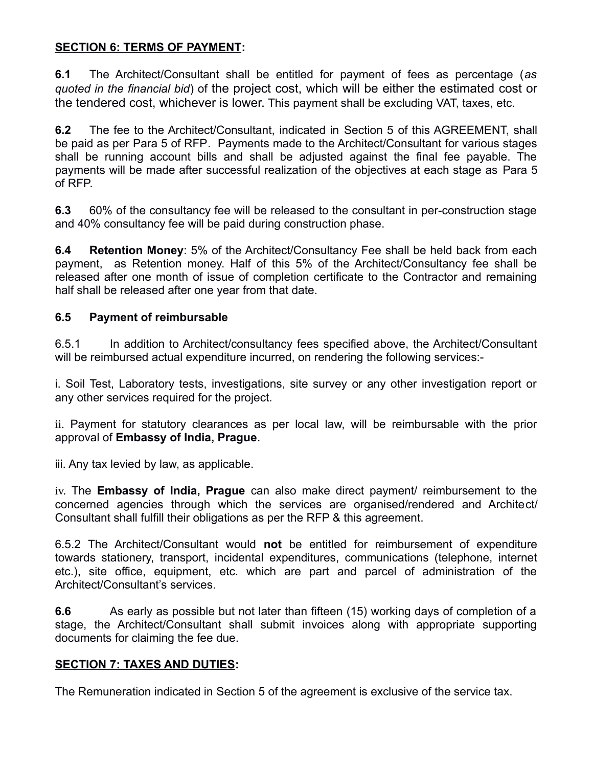## **SECTION 6: TERMS OF PAYMENT:**

**6.1** The Architect/Consultant shall be entitled for payment of fees as percentage (*as quoted in the financial bid*) of the project cost, which will be either the estimated cost or the tendered cost, whichever is lower. This payment shall be excluding VAT, taxes, etc.

**6.2** The fee to the Architect/Consultant, indicated in Section 5 of this AGREEMENT, shall be paid as per Para 5 of RFP. Payments made to the Architect/Consultant for various stages shall be running account bills and shall be adjusted against the final fee payable. The payments will be made after successful realization of the objectives at each stage as Para 5 of RFP.

**6.3** 60% of the consultancy fee will be released to the consultant in per-construction stage and 40% consultancy fee will be paid during construction phase.

**6.4 Retention Money**: 5% of the Architect/Consultancy Fee shall be held back from each payment, as Retention money. Half of this 5% of the Architect/Consultancy fee shall be released after one month of issue of completion certificate to the Contractor and remaining half shall be released after one year from that date.

**6.5 Payment of reimbursable**

6.5.1 In addition to Architect/consultancy fees specified above, the Architect/Consultant will be reimbursed actual expenditure incurred, on rendering the following services:-

i. Soil Test, Laboratory tests, investigations, site survey or any other investigation report or any other services required for the project.

ii. Payment for statutory clearances as per local law, will be reimbursable with the prior approval of **Embassy of India, Prague**.

iii. Any tax levied by law, as applicable.

iv. The **Embassy of India, Prague** can also make direct payment/ reimbursement to the concerned agencies through which the services are organised/rendered and Architect/ Consultant shall fulfill their obligations as per the RFP & this agreement.

6.5.2 The Architect/Consultant would **not** be entitled for reimbursement of expenditure towards stationery, transport, incidental expenditures, communications (telephone, internet etc.), site office, equipment, etc. which are part and parcel of administration of the Architect/Consultant's services.

**6.6** As early as possible but not later than fifteen (15) working days of completion of a stage, the Architect/Consultant shall submit invoices along with appropriate supporting documents for claiming the fee due.

## **SECTION 7: TAXES AND DUTIES:**

The Remuneration indicated in Section 5 of the agreement is exclusive of the service tax.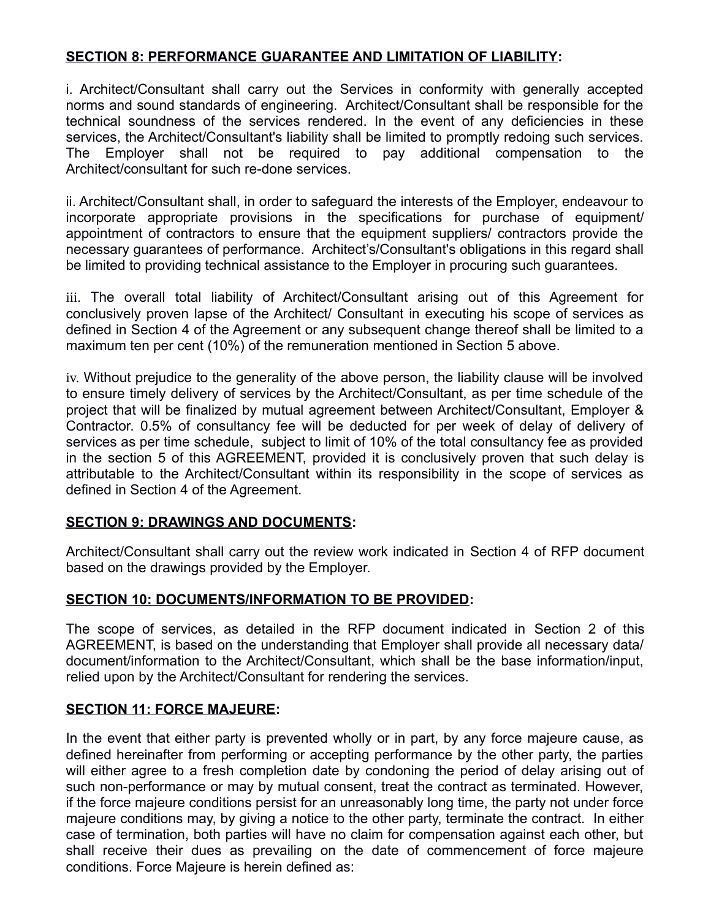**SECTION 8: PERFORMANCE GUARANTEE AND LIMITATION OF LIABILITY:**

i. Architect/Consultant shall carry out the Services in conformity with generally accepted norms and sound standards of engineering. Architect/Consultant shall be responsible for the technical soundness of the services rendered. In the event of any deficiencies in these services, the Architect/Consultant's liability shall be limited to promptly redoing such services. The Employer shall not be required to pay additional compensation to the Architect/consultant for such re-done services.

ii. Architect/Consultant shall, in order to safeguard the interests of the Employer, endeavour to incorporate appropriate provisions in the specifications for purchase of equipment/ appointment of contractors to ensure that the equipment suppliers/ contractors provide the necessary guarantees of performance. Architect's/Consultant's obligations in this regard shall be limited to providing technical assistance to the Employer in procuring such guarantees.

iii. The overall total liability of Architect/Consultant arising out of this Agreement for conclusively proven lapse of the Architect/ Consultant in executing his scope of services as defined in Section 4 of the Agreement or any subsequent change thereof shall be limited to a maximum ten per cent (10%) of the remuneration mentioned in Section 5 above.

iv. Without prejudice to the generality of the above person, the liability clause will be involved to ensure timely delivery of services by the Architect/Consultant, as per time schedule of the project that will be finalized by mutual agreement between Architect/Consultant, Employer & Contractor. 0.5% of consultancy fee will be deducted for per week of delay of delivery of services as per time schedule, subject to limit of 10% of the total consultancy fee as provided in the section 5 of this AGREEMENT, provided it is conclusively proven that such delay is attributable to the Architect/Consultant within its responsibility in the scope of services as defined in Section 4 of the Agreement.

**SECTION 9: DRAWINGS AND DOCUMENTS:**

Architect/Consultant shall carry out the review work indicated in Section 4 of RFP document based on the drawings provided by the Employer.

**SECTION 10: DOCUMENTS/INFORMATION TO BE PROVIDED:**

The scope of services, as detailed in the RFP document indicated in Section 2 of this AGREEMENT, is based on the understanding that Employer shall provide all necessary data/ document/information to the Architect/Consultant, which shall be the base information/input, relied upon by the Architect/Consultant for rendering the services.

**SECTION 11: FORCE MAJEURE:**

In the event that either party is prevented wholly or in part, by any force majeure cause, as defined hereinafter from performing or accepting performance by the other party, the parties will either agree to a fresh completion date by condoning the period of delay arising out of such non-performance or may by mutual consent, treat the contract as terminated. However, if the force majeure conditions persist for an unreasonably long time, the party not under force majeure conditions may, by giving a notice to the other party, terminate the contract. In either case of termination, both parties will have no claim for compensation against each other, but shall receive their dues as prevailing on the date of commencement of force majeure conditions. Force Majeure is herein defined as: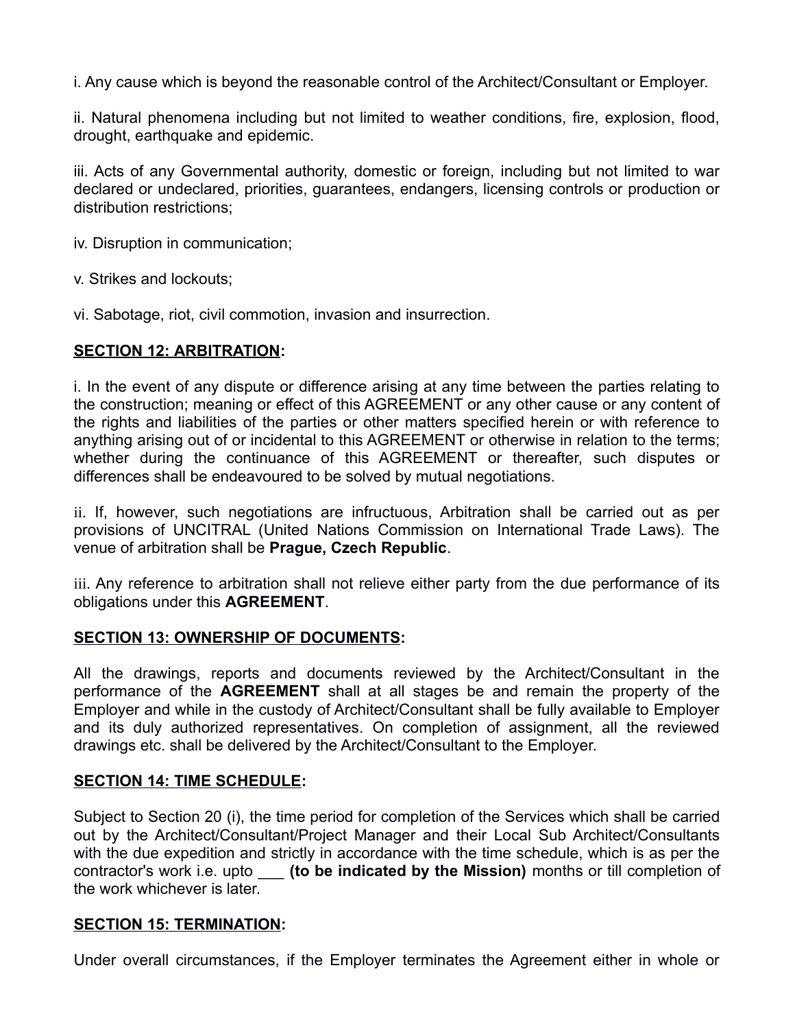i. Any cause which is beyond the reasonable control of the Architect/Consultant or Employer.

ii. Natural phenomena including but not limited to weather conditions, fire, explosion, flood, drought, earthquake and epidemic.

iii. Acts of any Governmental authority, domestic or foreign, including but not limited to war declared or undeclared, priorities, guarantees, endangers, licensing controls or production or distribution restrictions;

iv. Disruption in communication;

v. Strikes and lockouts;

vi. Sabotage, riot, civil commotion, invasion and insurrection.

**SECTION 12: ARBITRATION:**

i. In the event of any dispute or difference arising at any time between the parties relating to the construction; meaning or effect of this AGREEMENT or any other cause or any content of the rights and liabilities of the parties or other matters specified herein or with reference to anything arising out of or incidental to this AGREEMENT or otherwise in relation to the terms; whether during the continuance of this AGREEMENT or thereafter, such disputes or differences shall be endeavoured to be solved by mutual negotiations.

ii. If, however, such negotiations are infructuous, Arbitration shall be carried out as per provisions of UNCITRAL (United Nations Commission on International Trade Laws). The venue of arbitration shall be **Prague, Czech Republic**.

iii. Any reference to arbitration shall not relieve either party from the due performance of its obligations under this **AGREEMENT**.

**SECTION 13: OWNERSHIP OF DOCUMENTS:**

All the drawings, reports and documents reviewed by the Architect/Consultant in the performance of the **AGREEMENT** shall at all stages be and remain the property of the Employer and while in the custody of Architect/Consultant shall be fully available to Employer and its duly authorized representatives. On completion of assignment, all the reviewed drawings etc. shall be delivered by the Architect/Consultant to the Employer.

**SECTION 14: TIME SCHEDULE:**

Subject to Section 20 (i), the time period for completion of the Services which shall be carried out by the Architect/Consultant/Project Manager and their Local Sub Architect/Consultants with the due expedition and strictly in accordance with the time schedule, which is as per the contractor's work i.e. upto ___ **(to be indicated by the Mission)** months or till completion of the work whichever is later.

**SECTION 15: TERMINATION:**

Under overall circumstances, if the Employer terminates the Agreement either in whole or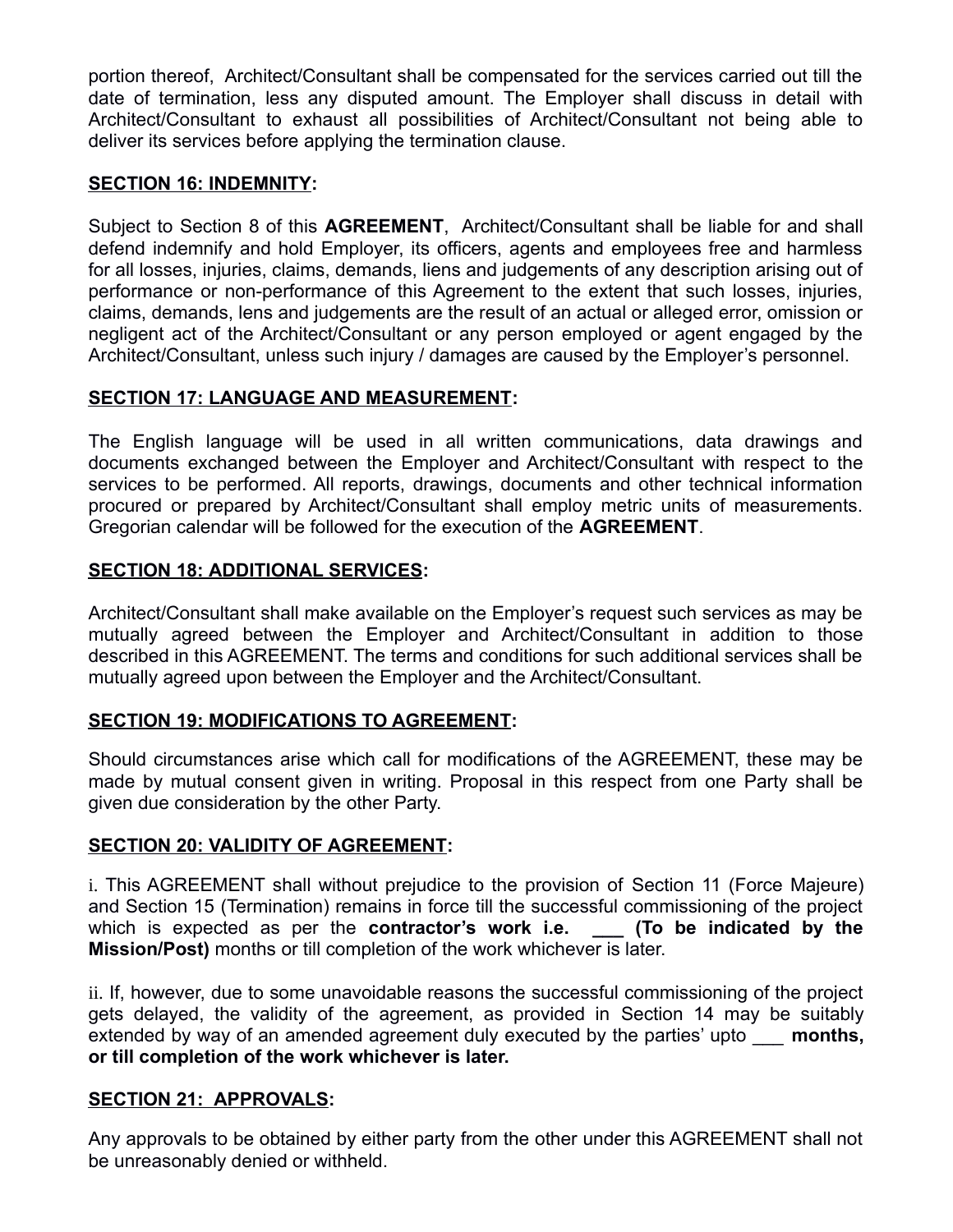portion thereof, Architect/Consultant shall be compensated for the services carried out till the date of termination, less any disputed amount. The Employer shall discuss in detail with Architect/Consultant to exhaust all possibilities of Architect/Consultant not being able to deliver its services before applying the termination clause.

**SECTION 16: INDEMNITY:**

Subject to Section 8 of this **AGREEMENT**, Architect/Consultant shall be liable for and shall defend indemnify and hold Employer, its officers, agents and employees free and harmless for all losses, injuries, claims, demands, liens and judgements of any description arising out of performance or non-performance of this Agreement to the extent that such losses, injuries, claims, demands, lens and judgements are the result of an actual or alleged error, omission or negligent act of the Architect/Consultant or any person employed or agent engaged by the Architect/Consultant, unless such injury / damages are caused by the Employer's personnel.

**SECTION 17: LANGUAGE AND MEASUREMENT:**

The English language will be used in all written communications, data drawings and documents exchanged between the Employer and Architect/Consultant with respect to the services to be performed. All reports, drawings, documents and other technical information procured or prepared by Architect/Consultant shall employ metric units of measurements. Gregorian calendar will be followed for the execution of the **AGREEMENT**.

**SECTION 18: ADDITIONAL SERVICES:**

Architect/Consultant shall make available on the Employer's request such services as may be mutually agreed between the Employer and Architect/Consultant in addition to those described in this AGREEMENT. The terms and conditions for such additional services shall be mutually agreed upon between the Employer and the Architect/Consultant.

**SECTION 19: MODIFICATIONS TO AGREEMENT:**

Should circumstances arise which call for modifications of the AGREEMENT, these may be made by mutual consent given in writing. Proposal in this respect from one Party shall be given due consideration by the other Party.

**SECTION 20: VALIDITY OF AGREEMENT:**

i. This AGREEMENT shall without prejudice to the provision of Section 11 (Force Majeure) and Section 15 (Termination) remains in force till the successful commissioning of the project which is expected as per the **contractor's work i.e. ___ (To be indicated by the Mission/Post)** months or till completion of the work whichever is later.

ii. If, however, due to some unavoidable reasons the successful commissioning of the project gets delayed, the validity of the agreement, as provided in Section 14 may be suitably extended by way of an amended agreement duly executed by the parties' upto ___ **months, or till completion of the work whichever is later.**

**SECTION 21: APPROVALS:**

Any approvals to be obtained by either party from the other under this AGREEMENT shall not be unreasonably denied or withheld.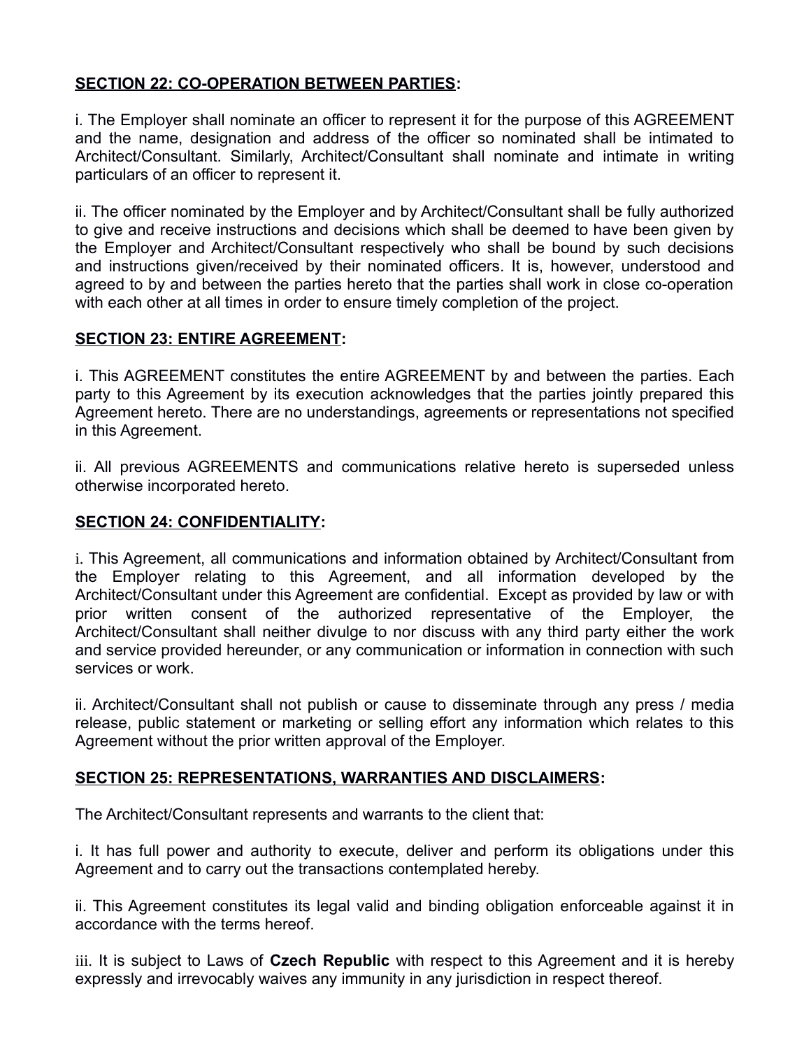## SECTION 22: CO-OPERATION BETWEEN PARTIES:

i. The Employer shall nominate an officer to represent it for the purpose of this AGREEMENT and the name, designation and address of the officer so nominated shall be intimated to Architect/Consultant. Similarly, Architect/Consultant shall nominate and intimate in writing particulars of an officer to represent it.

ii. The officer nominated by the Employer and by Architect/Consultant shall be fully authorized to give and receive instructions and decisions which shall be deemed to have been given by the Employer and Architect/Consultant respectively who shall be bound by such decisions and instructions given/received by their nominated officers. It is, however, understood and agreed to by and between the parties hereto that the parties shall work in close co-operation with each other at all times in order to ensure timely completion of the project.

## SECTION 23: ENTIRE AGREEMENT:

i. This AGREEMENT constitutes the entire AGREEMENT by and between the parties. Each party to this Agreement by its execution acknowledges that the parties jointly prepared this Agreement hereto. There are no understandings, agreements or representations not specified in this Agreement.

ii. All previous AGREEMENTS and communications relative hereto is superseded unless otherwise incorporated hereto.

## SECTION 24: CONFIDENTIALITY:

i. This Agreement, all communications and information obtained by Architect/Consultant from the Employer relating to this Agreement, and all information developed by the Architect/Consultant under this Agreement are confidential. Except as provided by law or with prior written consent of the authorized representative of the Employer, the Architect/Consultant shall neither divulge to nor discuss with any third party either the work and service provided hereunder, or any communication or information in connection with such services or work.

ii. Architect/Consultant shall not publish or cause to disseminate through any press / media release, public statement or marketing or selling effort any information which relates to this Agreement without the prior written approval of the Employer.

## SECTION 25: REPRESENTATIONS, WARRANTIES AND DISCLAIMERS:

The Architect/Consultant represents and warrants to the client that:

i. It has full power and authority to execute, deliver and perform its obligations under this Agreement and to carry out the transactions contemplated hereby.

ii. This Agreement constitutes its legal valid and binding obligation enforceable against it in accordance with the terms hereof.

iii. It is subject to Laws of **Czech Republic** with respect to this Agreement and it is hereby expressly and irrevocably waives any immunity in any jurisdiction in respect thereof.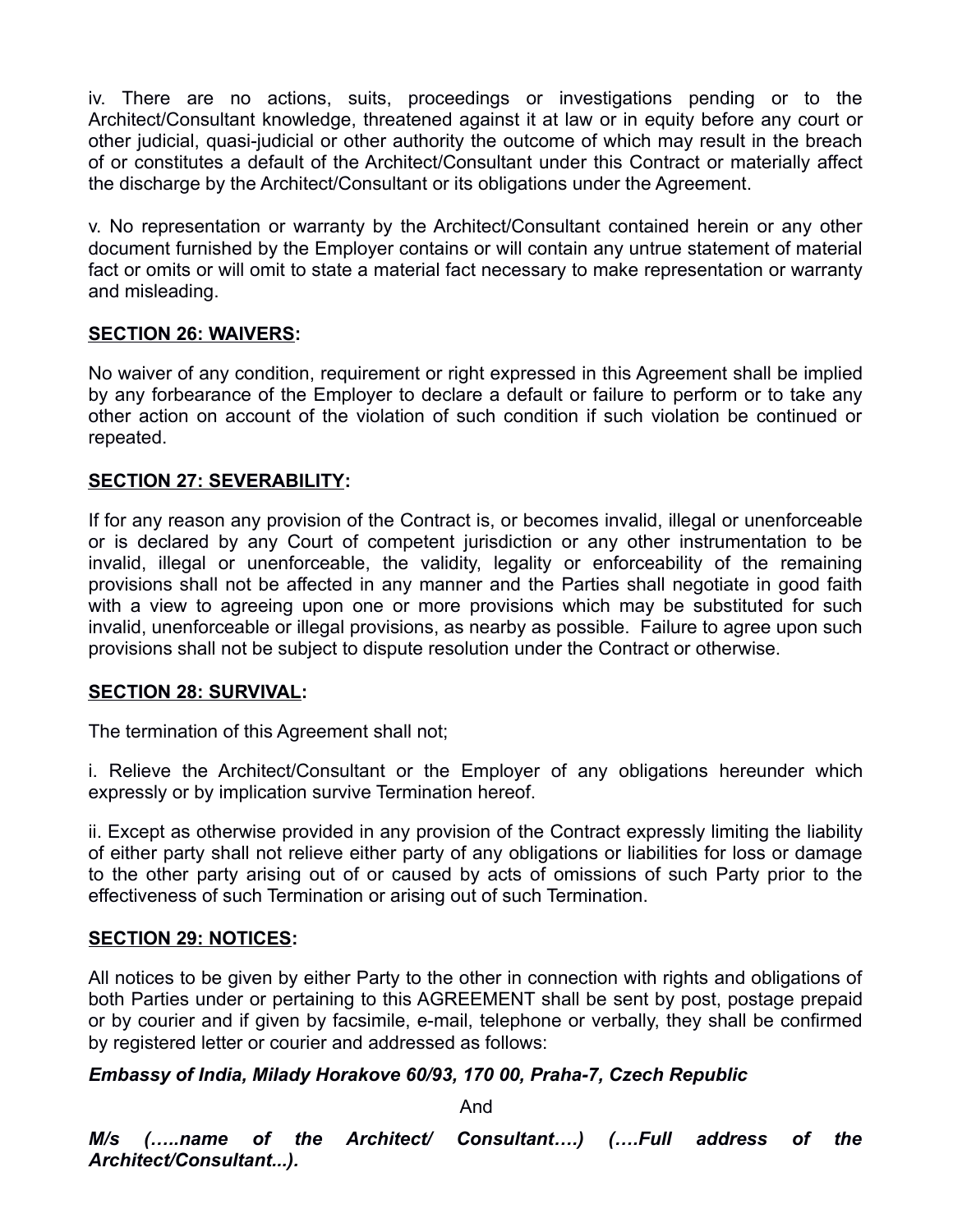iv. There are no actions, suits, proceedings or investigations pending or to the Architect/Consultant knowledge, threatened against it at law or in equity before any court or other judicial, quasi-judicial or other authority the outcome of which may result in the breach of or constitutes a default of the Architect/Consultant under this Contract or materially affect the discharge by the Architect/Consultant or its obligations under the Agreement.

v. No representation or warranty by the Architect/Consultant contained herein or any other document furnished by the Employer contains or will contain any untrue statement of material fact or omits or will omit to state a material fact necessary to make representation or warranty and misleading.

**SECTION 26: WAIVERS:**

No waiver of any condition, requirement or right expressed in this Agreement shall be implied by any forbearance of the Employer to declare a default or failure to perform or to take any other action on account of the violation of such condition if such violation be continued or repeated.

**SECTION 27: SEVERABILITY:**

If for any reason any provision of the Contract is, or becomes invalid, illegal or unenforceable or is declared by any Court of competent jurisdiction or any other instrumentation to be invalid, illegal or unenforceable, the validity, legality or enforceability of the remaining provisions shall not be affected in any manner and the Parties shall negotiate in good faith with a view to agreeing upon one or more provisions which may be substituted for such invalid, unenforceable or illegal provisions, as nearby as possible. Failure to agree upon such provisions shall not be subject to dispute resolution under the Contract or otherwise.

**SECTION 28: SURVIVAL:**

The termination of this Agreement shall not;

i. Relieve the Architect/Consultant or the Employer of any obligations hereunder which expressly or by implication survive Termination hereof.

ii. Except as otherwise provided in any provision of the Contract expressly limiting the liability of either party shall not relieve either party of any obligations or liabilities for loss or damage to the other party arising out of or caused by acts of omissions of such Party prior to the effectiveness of such Termination or arising out of such Termination.

**SECTION 29: NOTICES:**

All notices to be given by either Party to the other in connection with rights and obligations of both Parties under or pertaining to this AGREEMENT shall be sent by post, postage prepaid or by courier and if given by facsimile, e-mail, telephone or verbally, they shall be confirmed by registered letter or courier and addressed as follows:

***Embassy of India, Milady Horakove 60/93, 170 00, Praha-7, Czech Republic***

And

***M/s (…..name of the Architect/ Consultant….) (….Full address of the Architect/Consultant...).***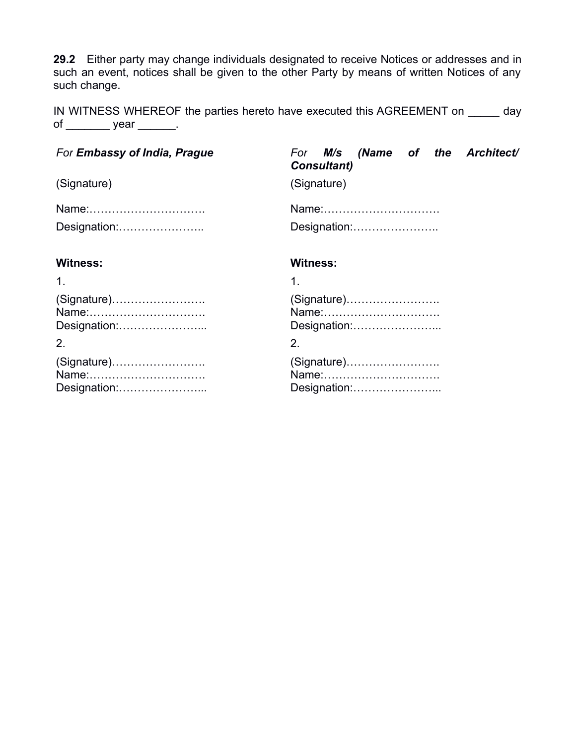**29.2** Either party may change individuals designated to receive Notices or addresses and in such an event, notices shall be given to the other Party by means of written Notices of any such change.

IN WITNESS WHEREOF the parties hereto have executed this AGREEMENT on _____ day of _______ year ______.

*For **Embassy of India, Prague***

(Signature)

Name:………………………….

Designation:…………………..

**Witness:**

1.

(Signature)……………………
Name:………………………….
Designation:…………………...

2.

(Signature)……………………
Name:………………………….
Designation:…………………...

*For **M/s (Name of the Architect/ Consultant)***

(Signature)

Name:………………………….

Designation:…………………..

**Witness:**

1.

(Signature)……………………
Name:………………………….
Designation:…………………...

2.

(Signature)……………………
Name:………………………….
Designation:…………………...